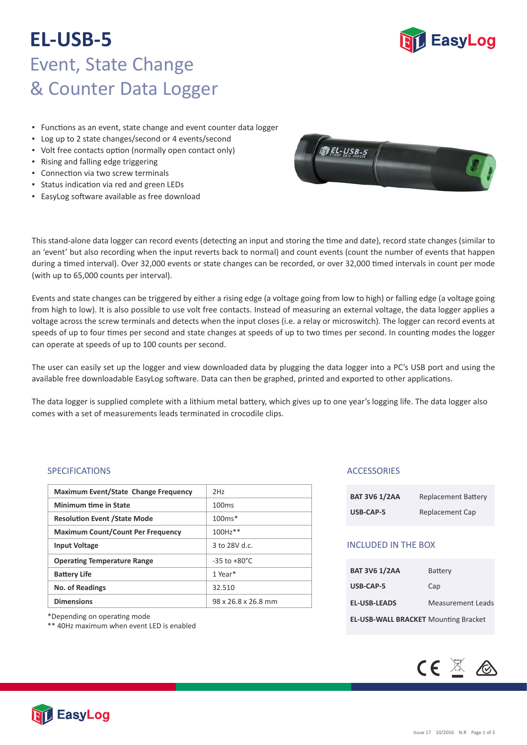# EL-USB-5

## Event, State Change & Counter Data Logger

- Functions as an event, state change and event counter data logger
- Log up to 2 state changes/second or 4 events/second
- Volt free contacts option (normally open contact only)
- Rising and falling edge triggering
- Connection via two screw terminals
- Status indication via red and green LEDs
- EasyLog software available as free download

This stand-alone data logger can record events (detecting an input and storing the time and date), record state changes (similar to an 'event' but also recording when the input reverts back to normal) and count events (count the number of events that happen during a timed interval). Over 32,000 events or state changes can be recorded, or over 32,000 timed intervals in count per mode (with up to 65,000 counts per interval).

Events and state changes can be triggered by either a rising edge (a voltage going from low to high) or falling edge (a voltage going from high to low). It is also possible to use volt free contacts. Instead of measuring an external voltage, the data logger applies a voltage across the screw terminals and detects when the input closes (i.e. a relay or microswitch). The logger can record events at speeds of up to four times per second and state changes at speeds of up to two times per second. In counting modes the logger can operate at speeds of up to 100 counts per second.

The user can easily set up the logger and view downloaded data by plugging the data logger into a PC's USB port and using the available free downloadable EasyLog software. Data can then be graphed, printed and exported to other applications.

The data logger is supplied complete with a lithium metal battery, which gives up to one year's logging life. The data logger also comes with a set of measurements leads terminated in crocodile clips.

### SPECIFICATIONS

| | |
|---|---|
| **Maximum Event/State Change Frequency** | 2Hz |
| **Minimum time in State** | 100ms |
| **Resolution Event /State Mode** | 100ms* |
| **Maximum Count/Count Per Frequency** | 100Hz** |
| **Input Voltage** | 3 to 28V d.c. |
| **Operating Temperature Range** | -35 to +80°C |
| **Battery Life** | 1 Year* |
| **No. of Readings** | 32.510 |
| **Dimensions** | 98 x 26.8 x 26.8 mm |

*Depending on operating mode
** 40Hz maximum when event LED is enabled

### ACCESSORIES

| | |
|---|---|
| **BAT 3V6 1/2AA** | Replacement Battery |
| **USB-CAP-5** | Replacement Cap |

### INCLUDED IN THE BOX

| | |
|---|---|
| **BAT 3V6 1/2AA** | Battery |
| **USB-CAP-5** | Cap |
| **EL-USB-LEADS** | Measurement Leads |
| **EL-USB-WALL BRACKET** | Mounting Bracket |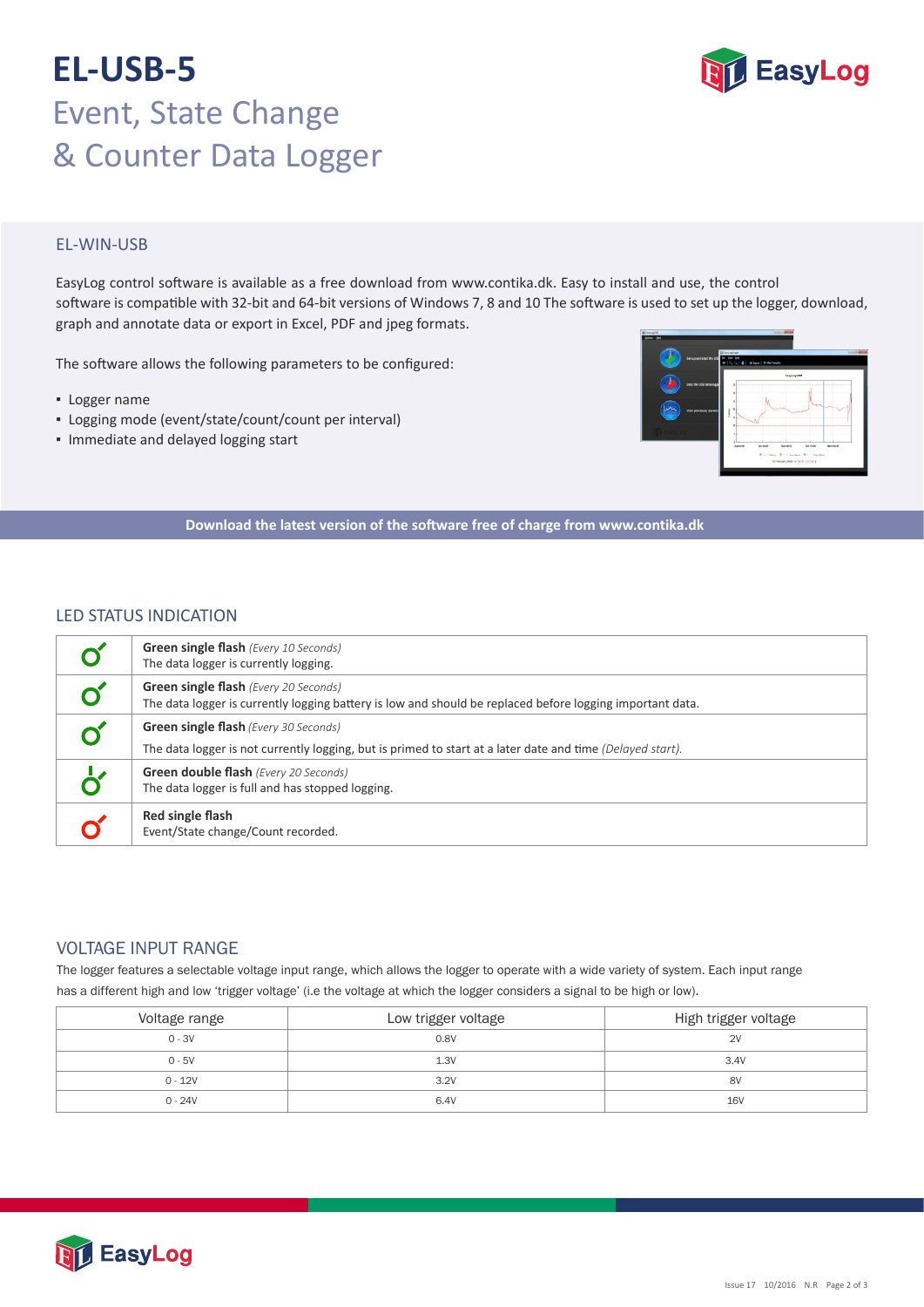# EL-USB-5

## Event, State Change & Counter Data Logger

### EL-WIN-USB

EasyLog control software is available as a free download from www.contika.dk. Easy to install and use, the control software is compatible with 32-bit and 64-bit versions of Windows 7, 8 and 10 The software is used to set up the logger, download, graph and annotate data or export in Excel, PDF and jpeg formats.

The software allows the following parameters to be configured:

- Logger name
- Logging mode (event/state/count/count per interval)
- Immediate and delayed logging start

**Download the latest version of the software free of charge from www.contika.dk**

### LED STATUS INDICATION

| LED | Description |
|---|---|
| Green | **Green single flash** *(Every 10 Seconds)*<br>The data logger is currently logging. |
| Green | **Green single flash** *(Every 20 Seconds)*<br>The data logger is currently logging battery is low and should be replaced before logging important data. |
| Green | **Green single flash** *(Every 30 Seconds)*<br>The data logger is not currently logging, but is primed to start at a later date and time *(Delayed start).* |
| Green | **Green double flash** *(Every 20 Seconds)*<br>The data logger is full and has stopped logging. |
| Red | **Red single flash**<br>Event/State change/Count recorded. |

### VOLTAGE INPUT RANGE

The logger features a selectable voltage input range, which allows the logger to operate with a wide variety of system. Each input range has a different high and low 'trigger voltage' (i.e the voltage at which the logger considers a signal to be high or low).

| Voltage range | Low trigger voltage | High trigger voltage |
|---|---|---|
| 0 - 3V | 0.8V | 2V |
| 0 - 5V | 1.3V | 3.4V |
| 0 - 12V | 3.2V | 8V |
| 0 - 24V | 6.4V | 16V |

Issue 17 10/2016 N.R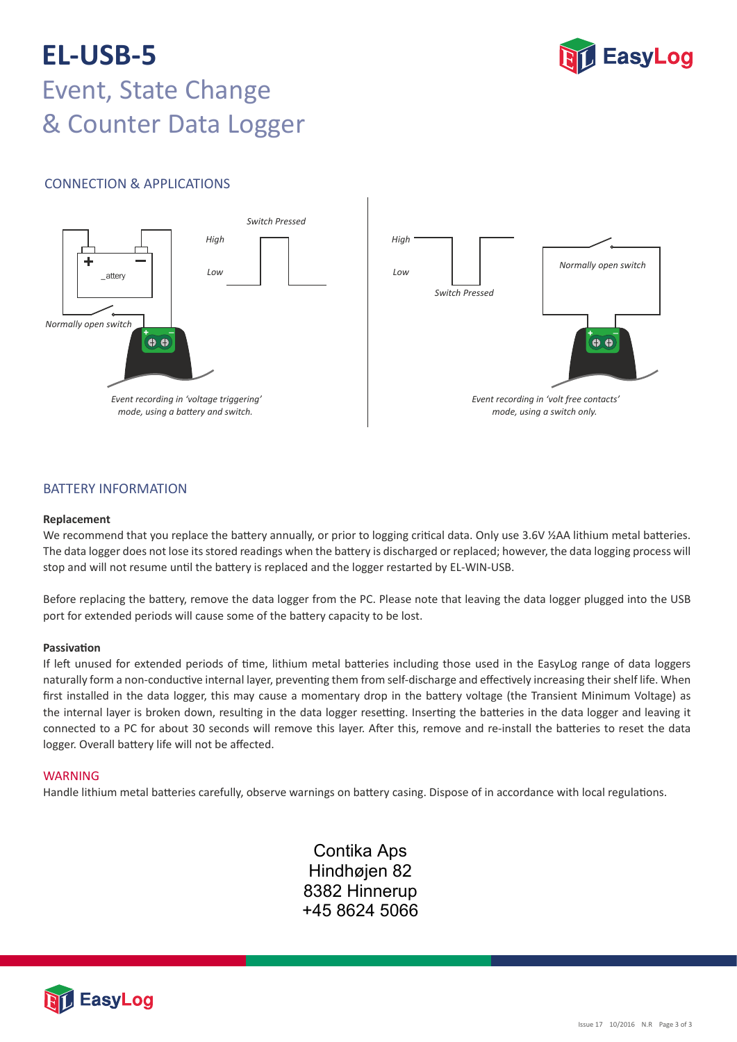# EL-USB-5

## Event, State Change & Counter Data Logger

## CONNECTION & APPLICATIONS

Switch Pressed

High

Low

_attery

Normally open switch

Event recording in 'voltage triggering' mode, using a battery and switch.

High

Low

Switch Pressed

Normally open switch

Event recording in 'volt free contacts' mode, using a switch only.

## BATTERY INFORMATION

**Replacement**

We recommend that you replace the battery annually, or prior to logging critical data. Only use 3.6V ½AA lithium metal batteries. The data logger does not lose its stored readings when the battery is discharged or replaced; however, the data logging process will stop and will not resume until the battery is replaced and the logger restarted by EL-WIN-USB.

Before replacing the battery, remove the data logger from the PC. Please note that leaving the data logger plugged into the USB port for extended periods will cause some of the battery capacity to be lost.

**Passivation**

If left unused for extended periods of time, lithium metal batteries including those used in the EasyLog range of data loggers naturally form a non-conductive internal layer, preventing them from self-discharge and effectively increasing their shelf life. When first installed in the data logger, this may cause a momentary drop in the battery voltage (the Transient Minimum Voltage) as the internal layer is broken down, resulting in the data logger resetting. Inserting the batteries in the data logger and leaving it connected to a PC for about 30 seconds will remove this layer. After this, remove and re-install the batteries to reset the data logger. Overall battery life will not be affected.

**WARNING**

Handle lithium metal batteries carefully, observe warnings on battery casing. Dispose of in accordance with local regulations.

Contika Aps
Hindhøjen 82
8382 Hinnerup
+45 8624 5066